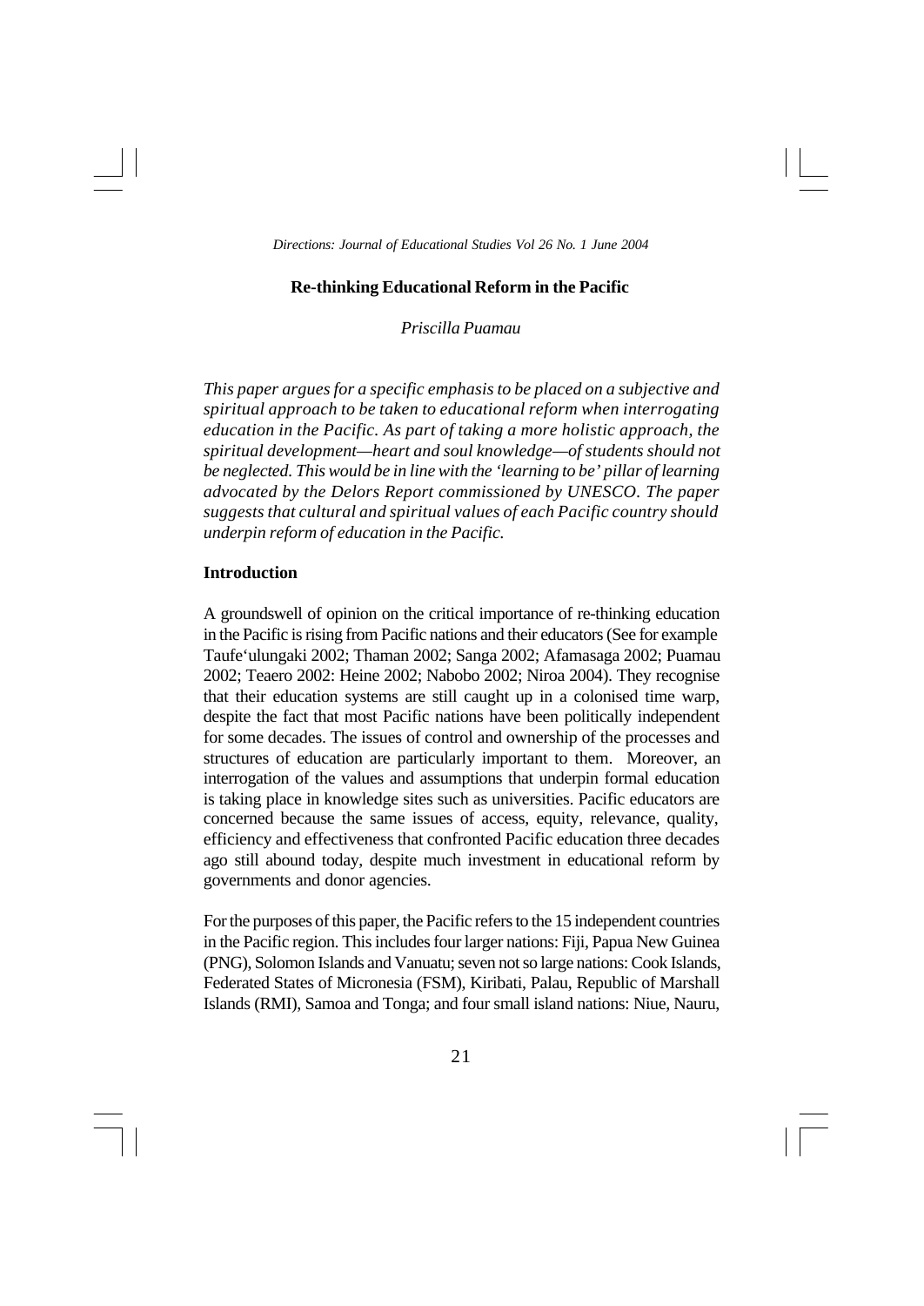# Re-thinking Educational Reform in the Pacific

*Priscilla Puamau*

*This paper argues for a specific emphasis to be placed on a subjective and spiritual approach to be taken to educational reform when interrogating education in the Pacific. As part of taking a more holistic approach, the spiritual development—heart and soul knowledge—of students should not be neglected. This would be in line with the 'learning to be' pillar of learning advocated by the Delors Report commissioned by UNESCO. The paper suggests that cultural and spiritual values of each Pacific country should underpin reform of education in the Pacific.*

## Introduction

A groundswell of opinion on the critical importance of re-thinking education in the Pacific is rising from Pacific nations and their educators (See for example Taufe'ulungaki 2002; Thaman 2002; Sanga 2002; Afamasaga 2002; Puamau 2002; Teaero 2002: Heine 2002; Nabobo 2002; Niroa 2004). They recognise that their education systems are still caught up in a colonised time warp, despite the fact that most Pacific nations have been politically independent for some decades. The issues of control and ownership of the processes and structures of education are particularly important to them. Moreover, an interrogation of the values and assumptions that underpin formal education is taking place in knowledge sites such as universities. Pacific educators are concerned because the same issues of access, equity, relevance, quality, efficiency and effectiveness that confronted Pacific education three decades ago still abound today, despite much investment in educational reform by governments and donor agencies.

For the purposes of this paper, the Pacific refers to the 15 independent countries in the Pacific region. This includes four larger nations: Fiji, Papua New Guinea (PNG), Solomon Islands and Vanuatu; seven not so large nations: Cook Islands, Federated States of Micronesia (FSM), Kiribati, Palau, Republic of Marshall Islands (RMI), Samoa and Tonga; and four small island nations: Niue, Nauru,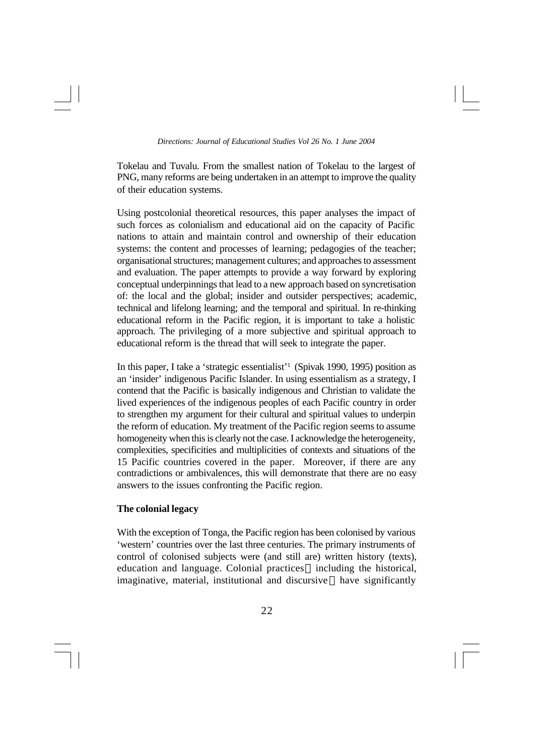Tokelau and Tuvalu. From the smallest nation of Tokelau to the largest of PNG, many reforms are being undertaken in an attempt to improve the quality of their education systems.

Using postcolonial theoretical resources, this paper analyses the impact of such forces as colonialism and educational aid on the capacity of Pacific nations to attain and maintain control and ownership of their education systems: the content and processes of learning; pedagogies of the teacher; organisational structures; management cultures; and approaches to assessment and evaluation. The paper attempts to provide a way forward by exploring conceptual underpinnings that lead to a new approach based on syncretisation of: the local and the global; insider and outsider perspectives; academic, technical and lifelong learning; and the temporal and spiritual. In re-thinking educational reform in the Pacific region, it is important to take a holistic approach. The privileging of a more subjective and spiritual approach to educational reform is the thread that will seek to integrate the paper.

In this paper, I take a 'strategic essentialist'[1] (Spivak 1990, 1995) position as an 'insider' indigenous Pacific Islander. In using essentialism as a strategy, I contend that the Pacific is basically indigenous and Christian to validate the lived experiences of the indigenous peoples of each Pacific country in order to strengthen my argument for their cultural and spiritual values to underpin the reform of education. My treatment of the Pacific region seems to assume homogeneity when this is clearly not the case. I acknowledge the heterogeneity, complexities, specificities and multiplicities of contexts and situations of the 15 Pacific countries covered in the paper. Moreover, if there are any contradictions or ambivalences, this will demonstrate that there are no easy answers to the issues confronting the Pacific region.

**The colonial legacy**

With the exception of Tonga, the Pacific region has been colonised by various 'western' countries over the last three centuries. The primary instruments of control of colonised subjects were (and still are) written history (texts), education and language. Colonial practices — including the historical, imaginative, material, institutional and discursive — have significantly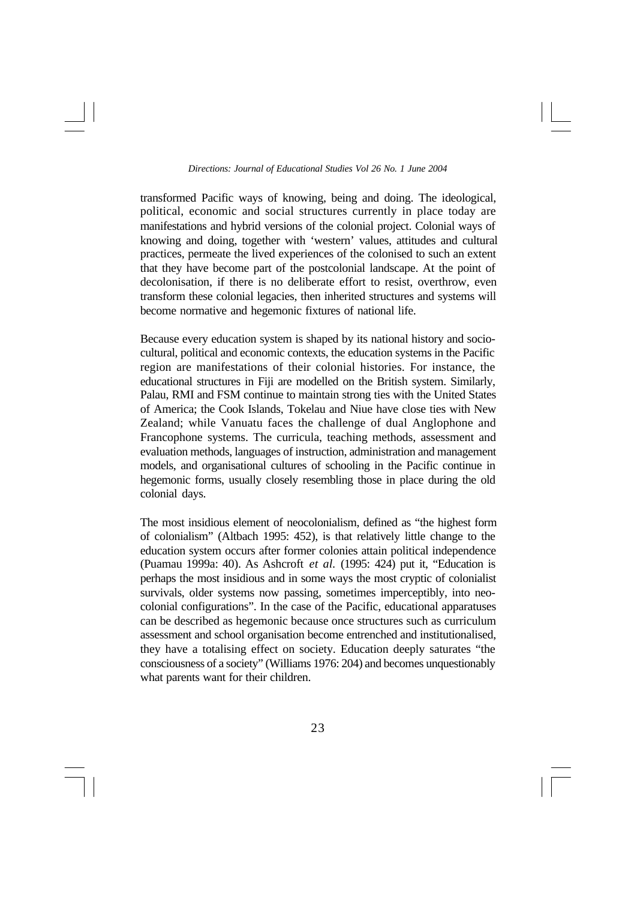transformed Pacific ways of knowing, being and doing. The ideological, political, economic and social structures currently in place today are manifestations and hybrid versions of the colonial project. Colonial ways of knowing and doing, together with 'western' values, attitudes and cultural practices, permeate the lived experiences of the colonised to such an extent that they have become part of the postcolonial landscape. At the point of decolonisation, if there is no deliberate effort to resist, overthrow, even transform these colonial legacies, then inherited structures and systems will become normative and hegemonic fixtures of national life.

Because every education system is shaped by its national history and socio-cultural, political and economic contexts, the education systems in the Pacific region are manifestations of their colonial histories. For instance, the educational structures in Fiji are modelled on the British system. Similarly, Palau, RMI and FSM continue to maintain strong ties with the United States of America; the Cook Islands, Tokelau and Niue have close ties with New Zealand; while Vanuatu faces the challenge of dual Anglophone and Francophone systems. The curricula, teaching methods, assessment and evaluation methods, languages of instruction, administration and management models, and organisational cultures of schooling in the Pacific continue in hegemonic forms, usually closely resembling those in place during the old colonial days.

The most insidious element of neocolonialism, defined as "the highest form of colonialism" (Altbach 1995: 452), is that relatively little change to the education system occurs after former colonies attain political independence (Puamau 1999a: 40). As Ashcroft *et al.* (1995: 424) put it, "Education is perhaps the most insidious and in some ways the most cryptic of colonialist survivals, older systems now passing, sometimes imperceptibly, into neo-colonial configurations". In the case of the Pacific, educational apparatuses can be described as hegemonic because once structures such as curriculum assessment and school organisation become entrenched and institutionalised, they have a totalising effect on society. Education deeply saturates "the consciousness of a society" (Williams 1976: 204) and becomes unquestionably what parents want for their children.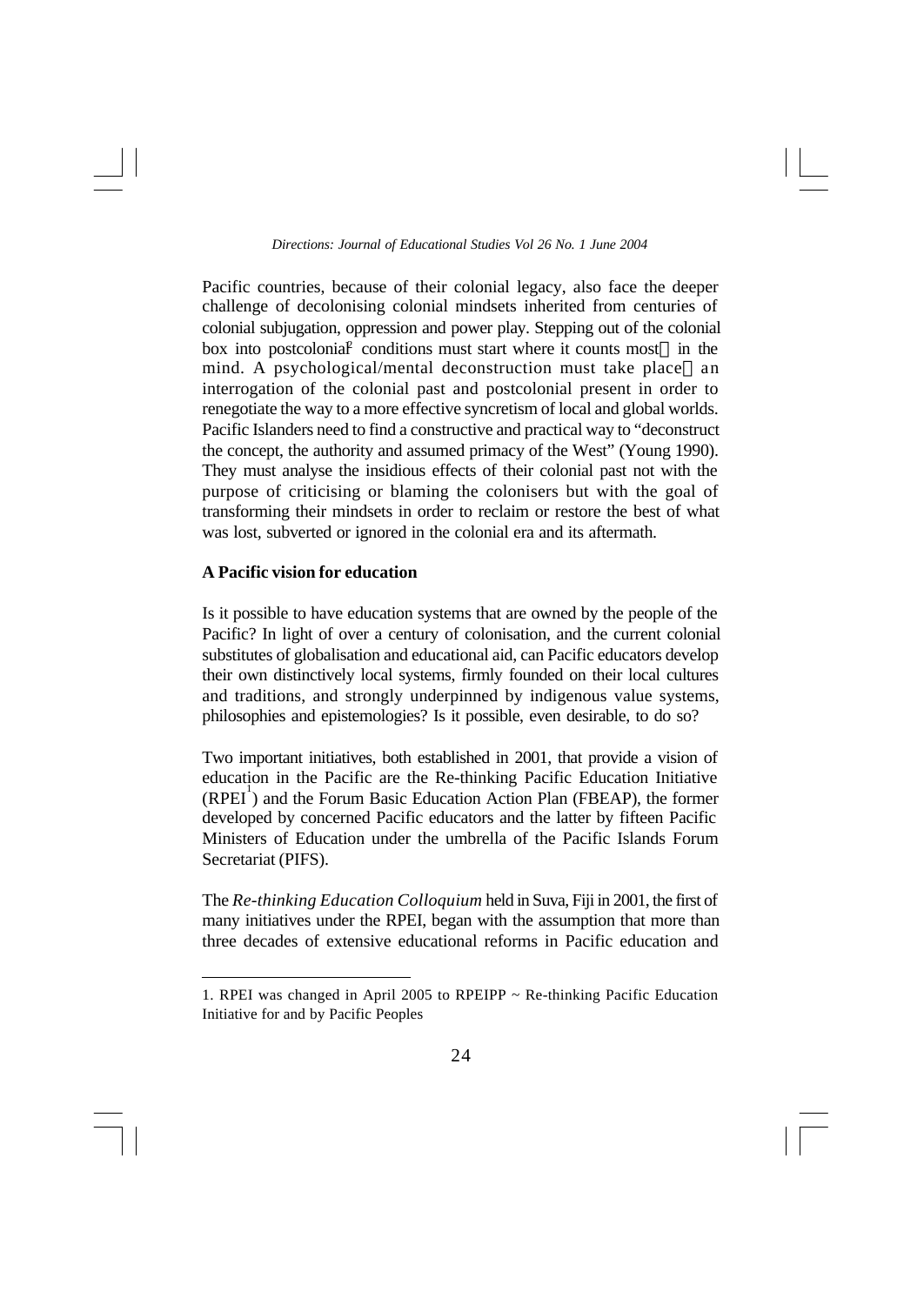Pacific countries, because of their colonial legacy, also face the deeper challenge of decolonising colonial mindsets inherited from centuries of colonial subjugation, oppression and power play. Stepping out of the colonial box into postcolonial[2] conditions must start where it counts most — in the mind. A psychological/mental deconstruction must take place — an interrogation of the colonial past and postcolonial present in order to renegotiate the way to a more effective syncretism of local and global worlds. Pacific Islanders need to find a constructive and practical way to "deconstruct the concept, the authority and assumed primacy of the West" (Young 1990). They must analyse the insidious effects of their colonial past not with the purpose of criticising or blaming the colonisers but with the goal of transforming their mindsets in order to reclaim or restore the best of what was lost, subverted or ignored in the colonial era and its aftermath.

### A Pacific vision for education

Is it possible to have education systems that are owned by the people of the Pacific? In light of over a century of colonisation, and the current colonial substitutes of globalisation and educational aid, can Pacific educators develop their own distinctively local systems, firmly founded on their local cultures and traditions, and strongly underpinned by indigenous value systems, philosophies and epistemologies? Is it possible, even desirable, to do so?

Two important initiatives, both established in 2001, that provide a vision of education in the Pacific are the Re-thinking Pacific Education Initiative (RPEI[1]) and the Forum Basic Education Action Plan (FBEAP), the former developed by concerned Pacific educators and the latter by fifteen Pacific Ministers of Education under the umbrella of the Pacific Islands Forum Secretariat (PIFS).

The *Re-thinking Education Colloquium* held in Suva, Fiji in 2001, the first of many initiatives under the RPEI, began with the assumption that more than three decades of extensive educational reforms in Pacific education and

---

1. RPEI was changed in April 2005 to RPEIPP ~ Re-thinking Pacific Education Initiative for and by Pacific Peoples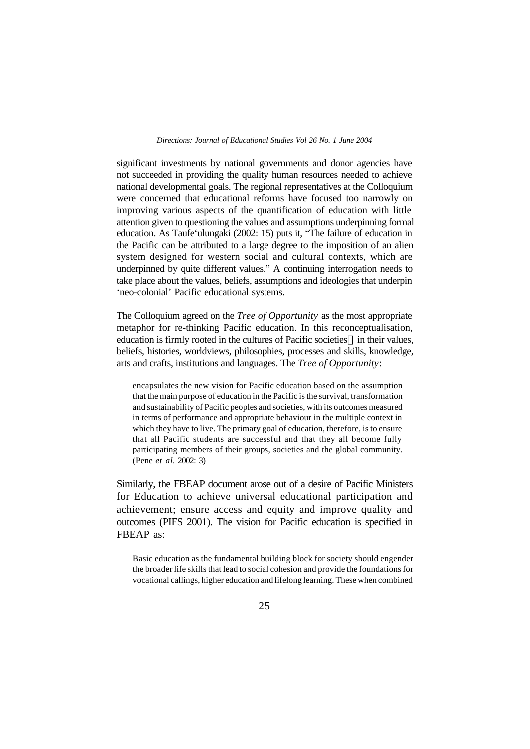significant investments by national governments and donor agencies have not succeeded in providing the quality human resources needed to achieve national developmental goals. The regional representatives at the Colloquium were concerned that educational reforms have focused too narrowly on improving various aspects of the quantification of education with little attention given to questioning the values and assumptions underpinning formal education. As Taufe'ulungaki (2002: 15) puts it, "The failure of education in the Pacific can be attributed to a large degree to the imposition of an alien system designed for western social and cultural contexts, which are underpinned by quite different values." A continuing interrogation needs to take place about the values, beliefs, assumptions and ideologies that underpin 'neo-colonial' Pacific educational systems.

The Colloquium agreed on the *Tree of Opportunity* as the most appropriate metaphor for re-thinking Pacific education. In this reconceptualisation, education is firmly rooted in the cultures of Pacific societies — in their values, beliefs, histories, worldviews, philosophies, processes and skills, knowledge, arts and crafts, institutions and languages. The *Tree of Opportunity*:

> encapsulates the new vision for Pacific education based on the assumption that the main purpose of education in the Pacific is the survival, transformation and sustainability of Pacific peoples and societies, with its outcomes measured in terms of performance and appropriate behaviour in the multiple context in which they have to live. The primary goal of education, therefore, is to ensure that all Pacific students are successful and that they all become fully participating members of their groups, societies and the global community. (Pene *et al*. 2002: 3)

Similarly, the FBEAP document arose out of a desire of Pacific Ministers for Education to achieve universal educational participation and achievement; ensure access and equity and improve quality and outcomes (PIFS 2001). The vision for Pacific education is specified in FBEAP as:

> Basic education as the fundamental building block for society should engender the broader life skills that lead to social cohesion and provide the foundations for vocational callings, higher education and lifelong learning. These when combined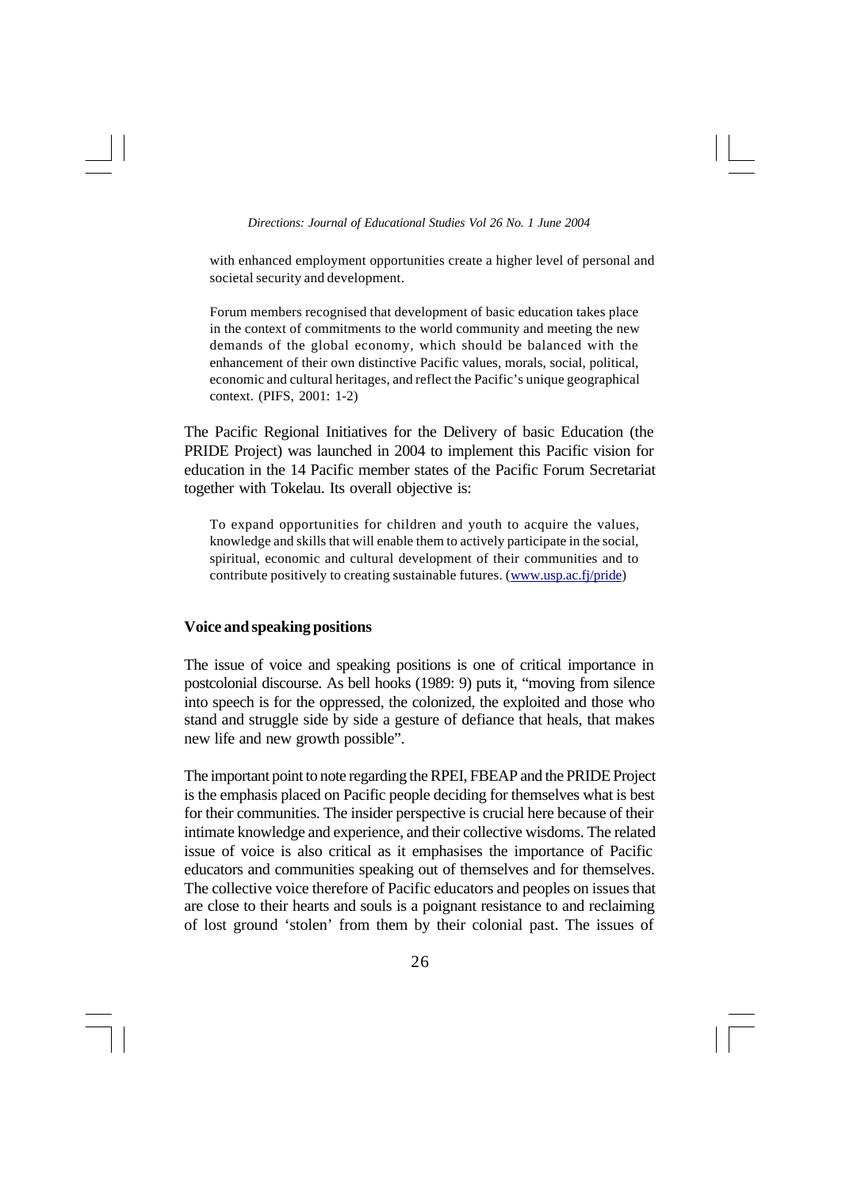> with enhanced employment opportunities create a higher level of personal and societal security and development.
>
> Forum members recognised that development of basic education takes place in the context of commitments to the world community and meeting the new demands of the global economy, which should be balanced with the enhancement of their own distinctive Pacific values, morals, social, political, economic and cultural heritages, and reflect the Pacific's unique geographical context. (PIFS, 2001: 1-2)

The Pacific Regional Initiatives for the Delivery of basic Education (the PRIDE Project) was launched in 2004 to implement this Pacific vision for education in the 14 Pacific member states of the Pacific Forum Secretariat together with Tokelau. Its overall objective is:

> To expand opportunities for children and youth to acquire the values, knowledge and skills that will enable them to actively participate in the social, spiritual, economic and cultural development of their communities and to contribute positively to creating sustainable futures. (www.usp.ac.fj/pride)

## Voice and speaking positions

The issue of voice and speaking positions is one of critical importance in postcolonial discourse. As bell hooks (1989: 9) puts it, "moving from silence into speech is for the oppressed, the colonized, the exploited and those who stand and struggle side by side a gesture of defiance that heals, that makes new life and new growth possible".

The important point to note regarding the RPEI, FBEAP and the PRIDE Project is the emphasis placed on Pacific people deciding for themselves what is best for their communities. The insider perspective is crucial here because of their intimate knowledge and experience, and their collective wisdoms. The related issue of voice is also critical as it emphasises the importance of Pacific educators and communities speaking out of themselves and for themselves. The collective voice therefore of Pacific educators and peoples on issues that are close to their hearts and souls is a poignant resistance to and reclaiming of lost ground 'stolen' from them by their colonial past. The issues of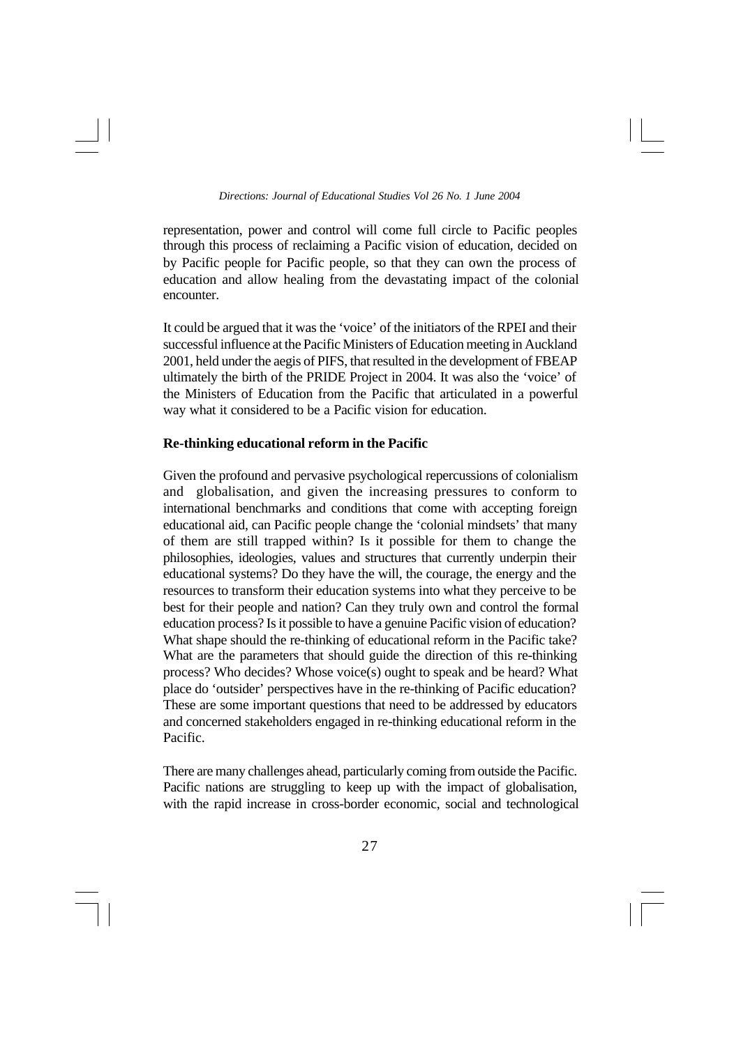representation, power and control will come full circle to Pacific peoples through this process of reclaiming a Pacific vision of education, decided on by Pacific people for Pacific people, so that they can own the process of education and allow healing from the devastating impact of the colonial encounter.

It could be argued that it was the 'voice' of the initiators of the RPEI and their successful influence at the Pacific Ministers of Education meeting in Auckland 2001, held under the aegis of PIFS, that resulted in the development of FBEAP ultimately the birth of the PRIDE Project in 2004. It was also the 'voice' of the Ministers of Education from the Pacific that articulated in a powerful way what it considered to be a Pacific vision for education.

**Re-thinking educational reform in the Pacific**

Given the profound and pervasive psychological repercussions of colonialism and globalisation, and given the increasing pressures to conform to international benchmarks and conditions that come with accepting foreign educational aid, can Pacific people change the 'colonial mindsets' that many of them are still trapped within? Is it possible for them to change the philosophies, ideologies, values and structures that currently underpin their educational systems? Do they have the will, the courage, the energy and the resources to transform their education systems into what they perceive to be best for their people and nation? Can they truly own and control the formal education process? Is it possible to have a genuine Pacific vision of education? What shape should the re-thinking of educational reform in the Pacific take? What are the parameters that should guide the direction of this re-thinking process? Who decides? Whose voice(s) ought to speak and be heard? What place do 'outsider' perspectives have in the re-thinking of Pacific education? These are some important questions that need to be addressed by educators and concerned stakeholders engaged in re-thinking educational reform in the Pacific.

There are many challenges ahead, particularly coming from outside the Pacific. Pacific nations are struggling to keep up with the impact of globalisation, with the rapid increase in cross-border economic, social and technological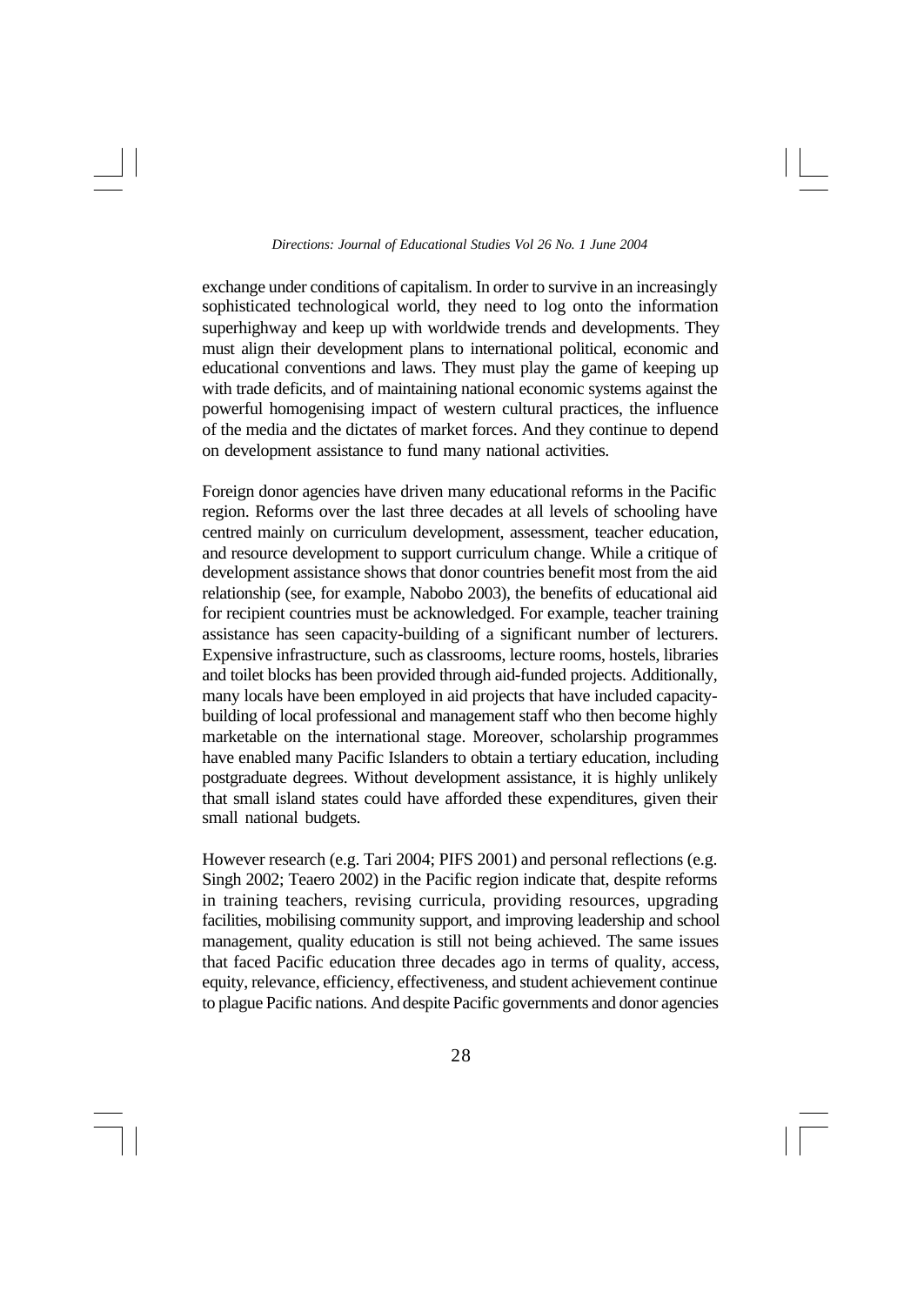exchange under conditions of capitalism. In order to survive in an increasingly sophisticated technological world, they need to log onto the information superhighway and keep up with worldwide trends and developments. They must align their development plans to international political, economic and educational conventions and laws. They must play the game of keeping up with trade deficits, and of maintaining national economic systems against the powerful homogenising impact of western cultural practices, the influence of the media and the dictates of market forces. And they continue to depend on development assistance to fund many national activities.

Foreign donor agencies have driven many educational reforms in the Pacific region. Reforms over the last three decades at all levels of schooling have centred mainly on curriculum development, assessment, teacher education, and resource development to support curriculum change. While a critique of development assistance shows that donor countries benefit most from the aid relationship (see, for example, Nabobo 2003), the benefits of educational aid for recipient countries must be acknowledged. For example, teacher training assistance has seen capacity-building of a significant number of lecturers. Expensive infrastructure, such as classrooms, lecture rooms, hostels, libraries and toilet blocks has been provided through aid-funded projects. Additionally, many locals have been employed in aid projects that have included capacity-building of local professional and management staff who then become highly marketable on the international stage. Moreover, scholarship programmes have enabled many Pacific Islanders to obtain a tertiary education, including postgraduate degrees. Without development assistance, it is highly unlikely that small island states could have afforded these expenditures, given their small national budgets.

However research (e.g. Tari 2004; PIFS 2001) and personal reflections (e.g. Singh 2002; Teaero 2002) in the Pacific region indicate that, despite reforms in training teachers, revising curricula, providing resources, upgrading facilities, mobilising community support, and improving leadership and school management, quality education is still not being achieved. The same issues that faced Pacific education three decades ago in terms of quality, access, equity, relevance, efficiency, effectiveness, and student achievement continue to plague Pacific nations. And despite Pacific governments and donor agencies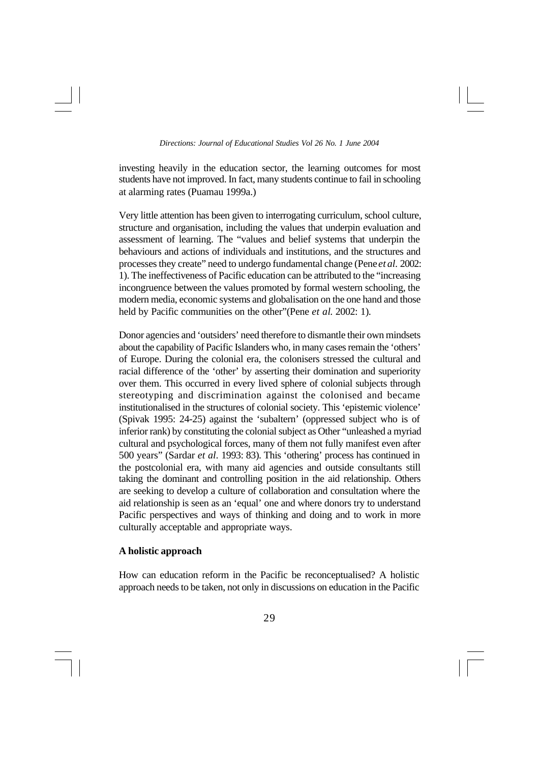investing heavily in the education sector, the learning outcomes for most students have not improved. In fact, many students continue to fail in schooling at alarming rates (Puamau 1999a.)

Very little attention has been given to interrogating curriculum, school culture, structure and organisation, including the values that underpin evaluation and assessment of learning. The "values and belief systems that underpin the behaviours and actions of individuals and institutions, and the structures and processes they create" need to undergo fundamental change (Pene *et al*. 2002: 1). The ineffectiveness of Pacific education can be attributed to the "increasing incongruence between the values promoted by formal western schooling, the modern media, economic systems and globalisation on the one hand and those held by Pacific communities on the other"(Pene *et al.* 2002: 1).

Donor agencies and 'outsiders' need therefore to dismantle their own mindsets about the capability of Pacific Islanders who, in many cases remain the 'others' of Europe. During the colonial era, the colonisers stressed the cultural and racial difference of the 'other' by asserting their domination and superiority over them. This occurred in every lived sphere of colonial subjects through stereotyping and discrimination against the colonised and became institutionalised in the structures of colonial society. This 'epistemic violence' (Spivak 1995: 24-25) against the 'subaltern' (oppressed subject who is of inferior rank) by constituting the colonial subject as Other "unleashed a myriad cultural and psychological forces, many of them not fully manifest even after 500 years" (Sardar *et al*. 1993: 83). This 'othering' process has continued in the postcolonial era, with many aid agencies and outside consultants still taking the dominant and controlling position in the aid relationship. Others are seeking to develop a culture of collaboration and consultation where the aid relationship is seen as an 'equal' one and where donors try to understand Pacific perspectives and ways of thinking and doing and to work in more culturally acceptable and appropriate ways.

**A holistic approach**

How can education reform in the Pacific be reconceptualised? A holistic approach needs to be taken, not only in discussions on education in the Pacific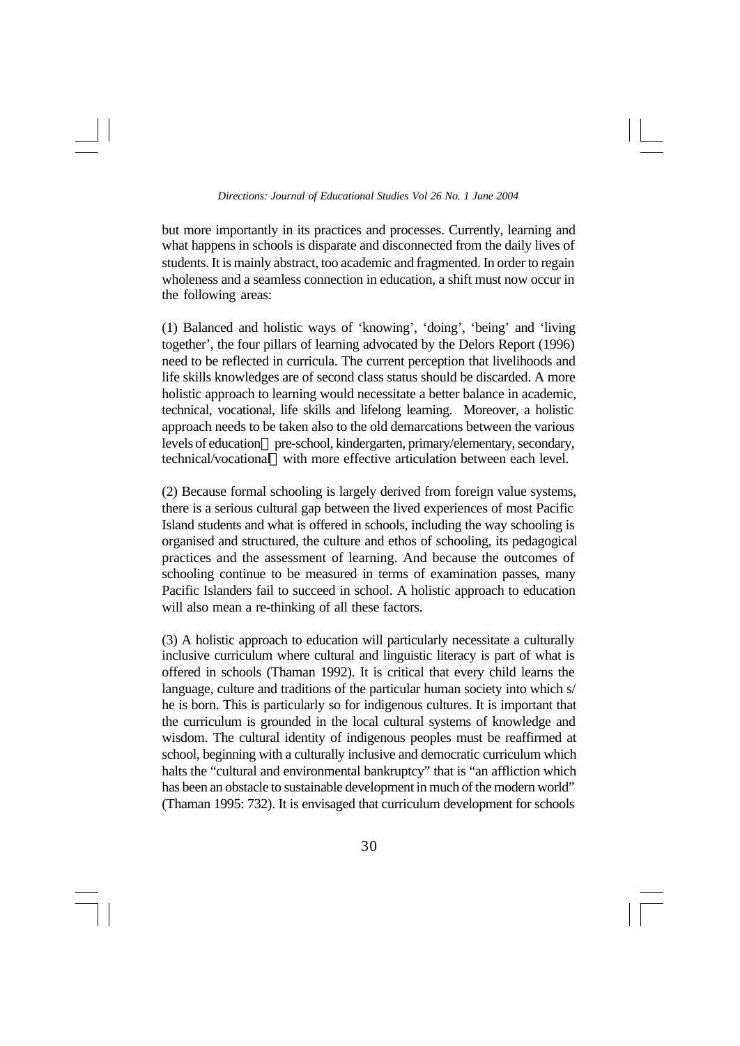but more importantly in its practices and processes. Currently, learning and what happens in schools is disparate and disconnected from the daily lives of students. It is mainly abstract, too academic and fragmented. In order to regain wholeness and a seamless connection in education, a shift must now occur in the following areas:

(1) Balanced and holistic ways of 'knowing', 'doing', 'being' and 'living together', the four pillars of learning advocated by the Delors Report (1996) need to be reflected in curricula. The current perception that livelihoods and life skills knowledges are of second class status should be discarded. A more holistic approach to learning would necessitate a better balance in academic, technical, vocational, life skills and lifelong learning. Moreover, a holistic approach needs to be taken also to the old demarcations between the various levels of education  pre-school, kindergarten, primary/elementary, secondary, technical/vocational  with more effective articulation between each level.

(2) Because formal schooling is largely derived from foreign value systems, there is a serious cultural gap between the lived experiences of most Pacific Island students and what is offered in schools, including the way schooling is organised and structured, the culture and ethos of schooling, its pedagogical practices and the assessment of learning. And because the outcomes of schooling continue to be measured in terms of examination passes, many Pacific Islanders fail to succeed in school. A holistic approach to education will also mean a re-thinking of all these factors.

(3) A holistic approach to education will particularly necessitate a culturally inclusive curriculum where cultural and linguistic literacy is part of what is offered in schools (Thaman 1992). It is critical that every child learns the language, culture and traditions of the particular human society into which s/he is born. This is particularly so for indigenous cultures. It is important that the curriculum is grounded in the local cultural systems of knowledge and wisdom. The cultural identity of indigenous peoples must be reaffirmed at school, beginning with a culturally inclusive and democratic curriculum which halts the "cultural and environmental bankruptcy" that is "an affliction which has been an obstacle to sustainable development in much of the modern world" (Thaman 1995: 732). It is envisaged that curriculum development for schools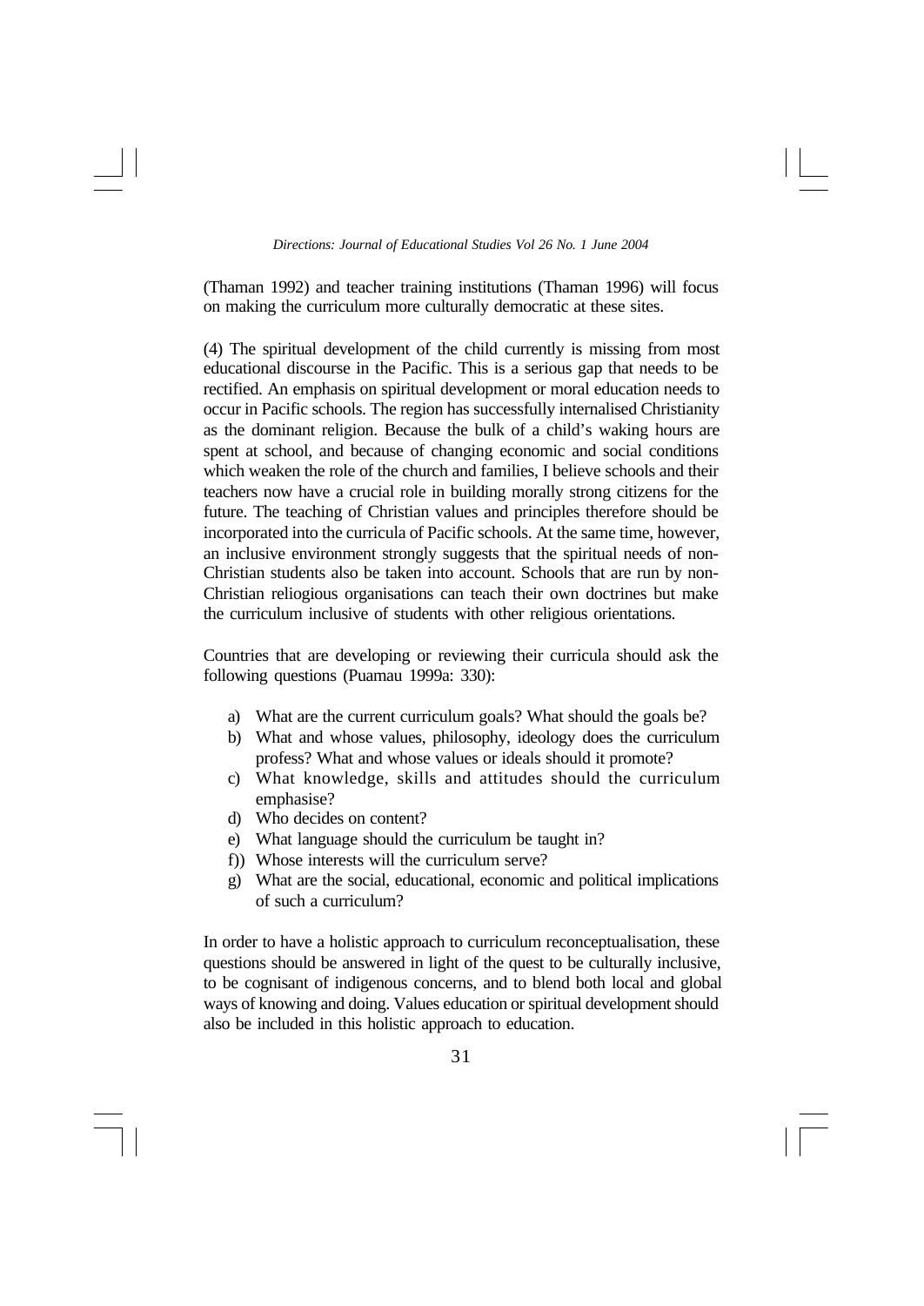(Thaman 1992) and teacher training institutions (Thaman 1996) will focus on making the curriculum more culturally democratic at these sites.

(4) The spiritual development of the child currently is missing from most educational discourse in the Pacific. This is a serious gap that needs to be rectified. An emphasis on spiritual development or moral education needs to occur in Pacific schools. The region has successfully internalised Christianity as the dominant religion. Because the bulk of a child's waking hours are spent at school, and because of changing economic and social conditions which weaken the role of the church and families, I believe schools and their teachers now have a crucial role in building morally strong citizens for the future. The teaching of Christian values and principles therefore should be incorporated into the curricula of Pacific schools. At the same time, however, an inclusive environment strongly suggests that the spiritual needs of non-Christian students also be taken into account. Schools that are run by non-Christian reliogious organisations can teach their own doctrines but make the curriculum inclusive of students with other religious orientations.

Countries that are developing or reviewing their curricula should ask the following questions (Puamau 1999a: 330):

a) What are the current curriculum goals? What should the goals be?
b) What and whose values, philosophy, ideology does the curriculum profess? What and whose values or ideals should it promote?
c) What knowledge, skills and attitudes should the curriculum emphasise?
d) Who decides on content?
e) What language should the curriculum be taught in?
f)) Whose interests will the curriculum serve?
g) What are the social, educational, economic and political implications of such a curriculum?

In order to have a holistic approach to curriculum reconceptualisation, these questions should be answered in light of the quest to be culturally inclusive, to be cognisant of indigenous concerns, and to blend both local and global ways of knowing and doing. Values education or spiritual development should also be included in this holistic approach to education.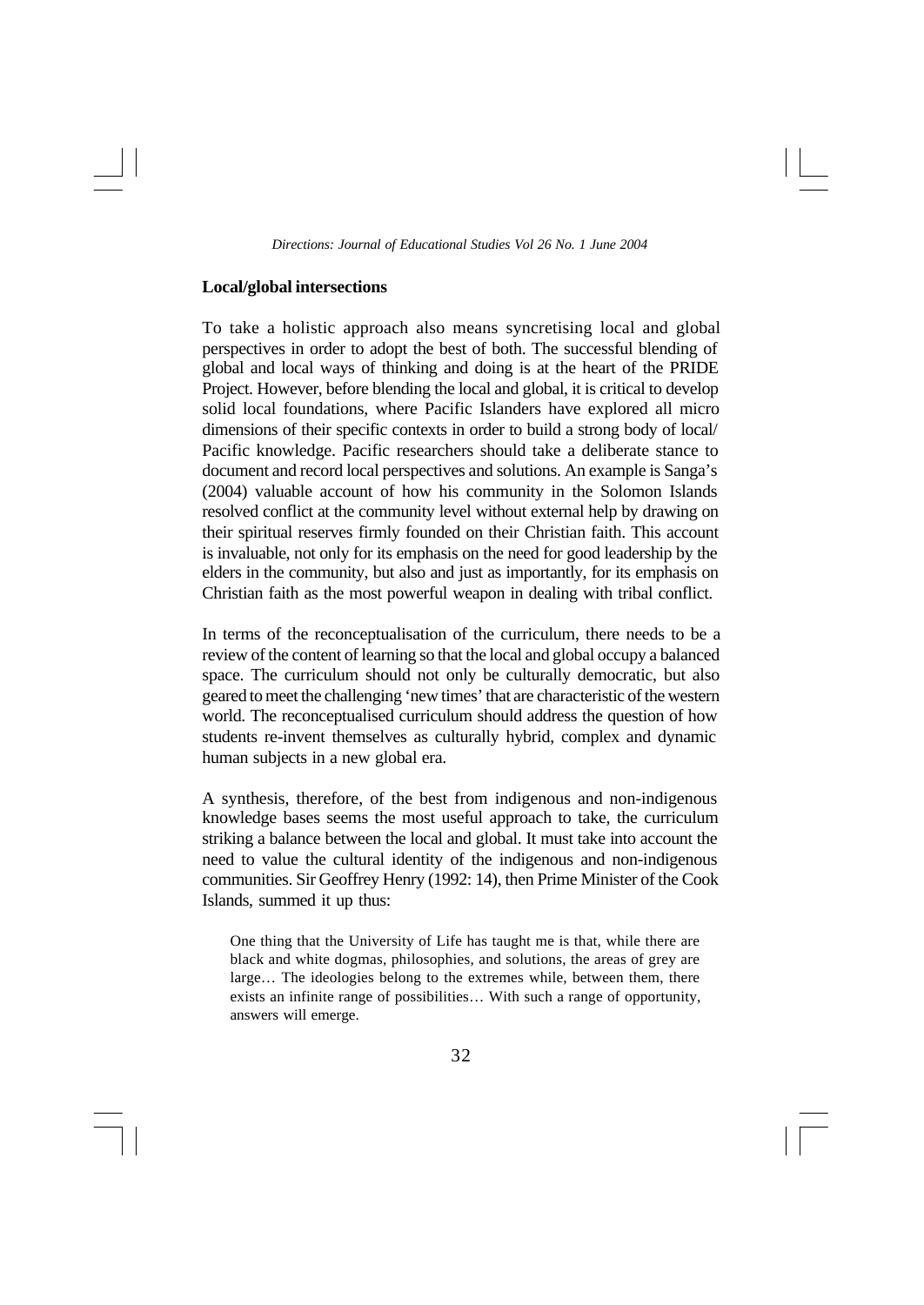## Local/global intersections

To take a holistic approach also means syncretising local and global perspectives in order to adopt the best of both. The successful blending of global and local ways of thinking and doing is at the heart of the PRIDE Project. However, before blending the local and global, it is critical to develop solid local foundations, where Pacific Islanders have explored all micro dimensions of their specific contexts in order to build a strong body of local/ Pacific knowledge. Pacific researchers should take a deliberate stance to document and record local perspectives and solutions. An example is Sanga's (2004) valuable account of how his community in the Solomon Islands resolved conflict at the community level without external help by drawing on their spiritual reserves firmly founded on their Christian faith. This account is invaluable, not only for its emphasis on the need for good leadership by the elders in the community, but also and just as importantly, for its emphasis on Christian faith as the most powerful weapon in dealing with tribal conflict.

In terms of the reconceptualisation of the curriculum, there needs to be a review of the content of learning so that the local and global occupy a balanced space. The curriculum should not only be culturally democratic, but also geared to meet the challenging 'new times' that are characteristic of the western world. The reconceptualised curriculum should address the question of how students re-invent themselves as culturally hybrid, complex and dynamic human subjects in a new global era.

A synthesis, therefore, of the best from indigenous and non-indigenous knowledge bases seems the most useful approach to take, the curriculum striking a balance between the local and global. It must take into account the need to value the cultural identity of the indigenous and non-indigenous communities. Sir Geoffrey Henry (1992: 14), then Prime Minister of the Cook Islands, summed it up thus:

> One thing that the University of Life has taught me is that, while there are black and white dogmas, philosophies, and solutions, the areas of grey are large… The ideologies belong to the extremes while, between them, there exists an infinite range of possibilities… With such a range of opportunity, answers will emerge.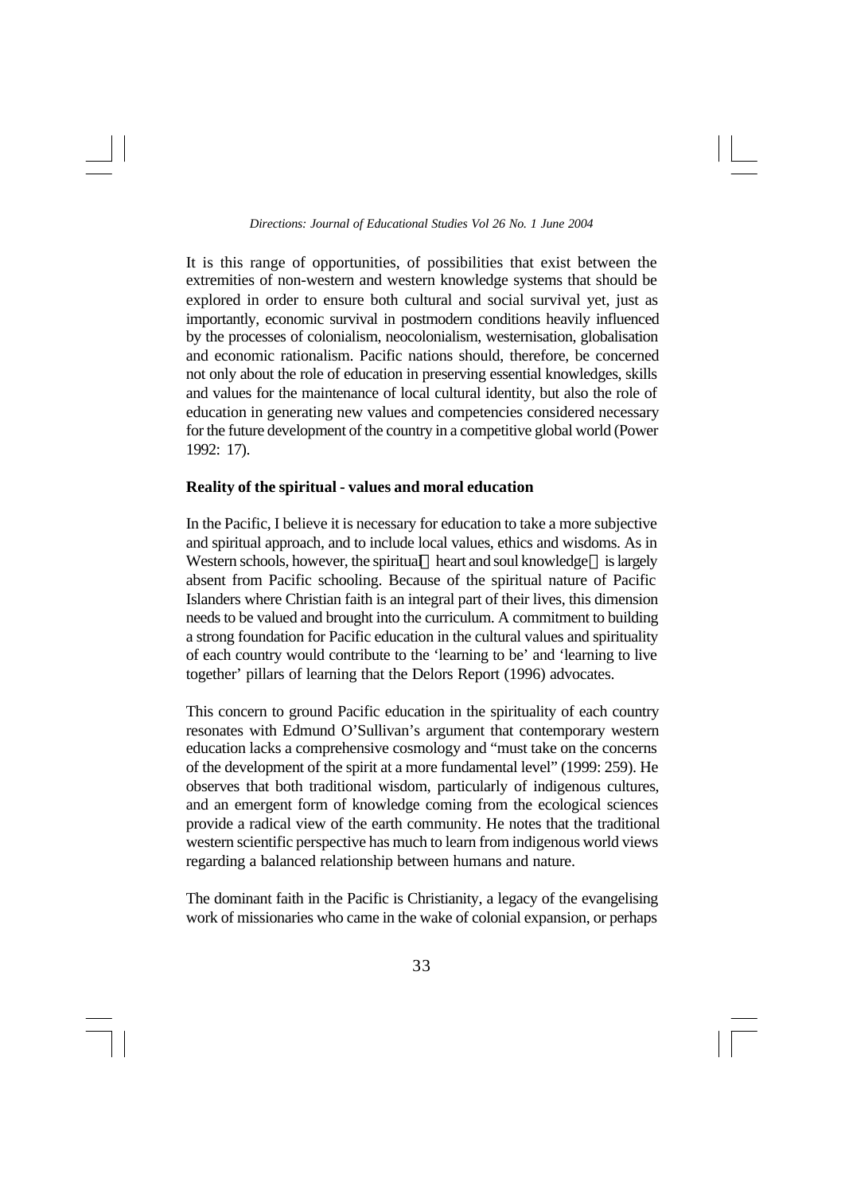It is this range of opportunities, of possibilities that exist between the extremities of non-western and western knowledge systems that should be explored in order to ensure both cultural and social survival yet, just as importantly, economic survival in postmodern conditions heavily influenced by the processes of colonialism, neocolonialism, westernisation, globalisation and economic rationalism. Pacific nations should, therefore, be concerned not only about the role of education in preserving essential knowledges, skills and values for the maintenance of local cultural identity, but also the role of education in generating new values and competencies considered necessary for the future development of the country in a competitive global world (Power 1992: 17).

**Reality of the spiritual - values and moral education**

In the Pacific, I believe it is necessary for education to take a more subjective and spiritual approach, and to include local values, ethics and wisdoms. As in Western schools, however, the spiritual heart and soul knowledge is largely absent from Pacific schooling. Because of the spiritual nature of Pacific Islanders where Christian faith is an integral part of their lives, this dimension needs to be valued and brought into the curriculum. A commitment to building a strong foundation for Pacific education in the cultural values and spirituality of each country would contribute to the 'learning to be' and 'learning to live together' pillars of learning that the Delors Report (1996) advocates.

This concern to ground Pacific education in the spirituality of each country resonates with Edmund O'Sullivan's argument that contemporary western education lacks a comprehensive cosmology and "must take on the concerns of the development of the spirit at a more fundamental level" (1999: 259). He observes that both traditional wisdom, particularly of indigenous cultures, and an emergent form of knowledge coming from the ecological sciences provide a radical view of the earth community. He notes that the traditional western scientific perspective has much to learn from indigenous world views regarding a balanced relationship between humans and nature.

The dominant faith in the Pacific is Christianity, a legacy of the evangelising work of missionaries who came in the wake of colonial expansion, or perhaps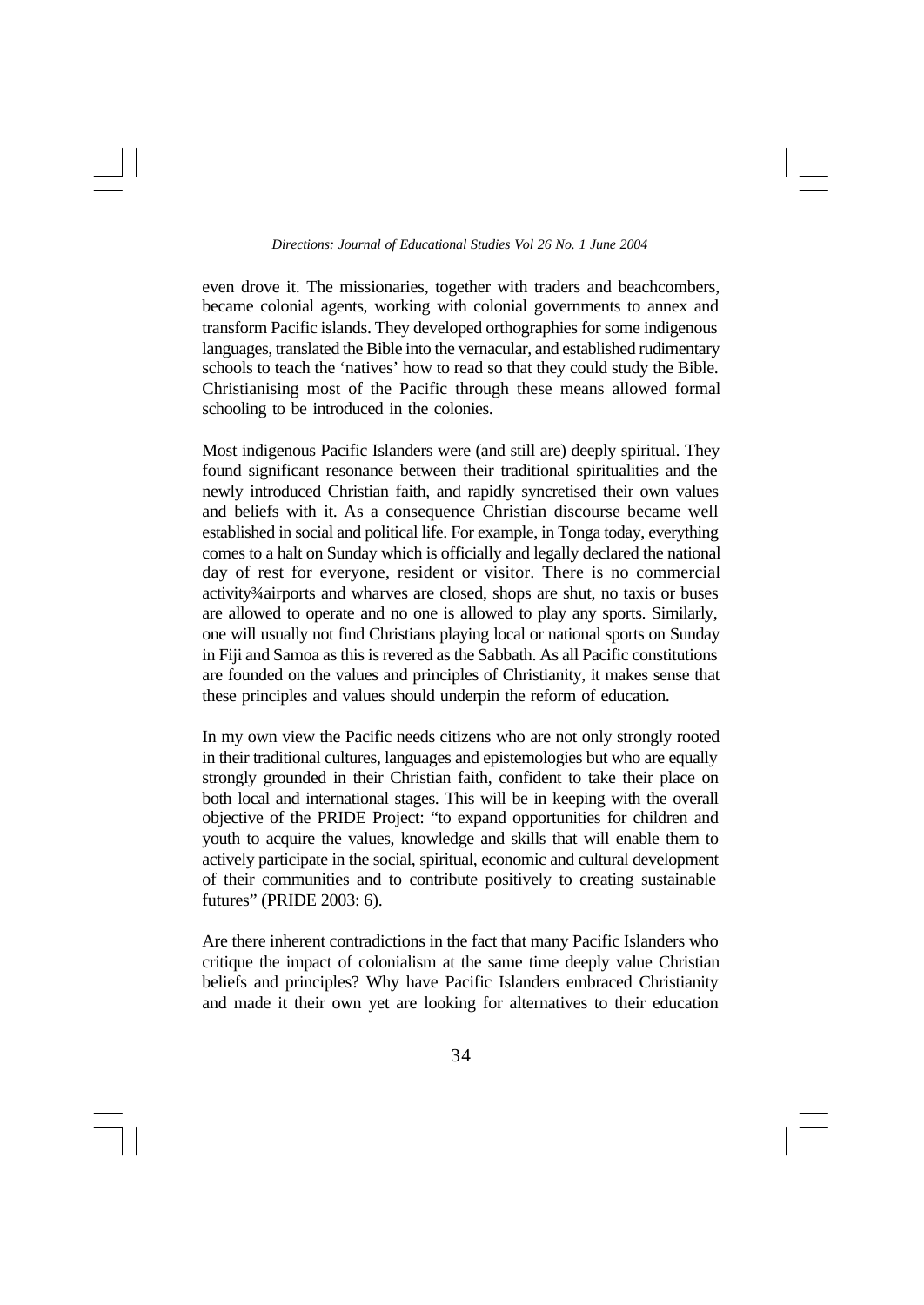even drove it. The missionaries, together with traders and beachcombers, became colonial agents, working with colonial governments to annex and transform Pacific islands. They developed orthographies for some indigenous languages, translated the Bible into the vernacular, and established rudimentary schools to teach the 'natives' how to read so that they could study the Bible. Christianising most of the Pacific through these means allowed formal schooling to be introduced in the colonies.

Most indigenous Pacific Islanders were (and still are) deeply spiritual. They found significant resonance between their traditional spiritualities and the newly introduced Christian faith, and rapidly syncretised their own values and beliefs with it. As a consequence Christian discourse became well established in social and political life. For example, in Tonga today, everything comes to a halt on Sunday which is officially and legally declared the national day of rest for everyone, resident or visitor. There is no commercial activity¾airports and wharves are closed, shops are shut, no taxis or buses are allowed to operate and no one is allowed to play any sports. Similarly, one will usually not find Christians playing local or national sports on Sunday in Fiji and Samoa as this is revered as the Sabbath. As all Pacific constitutions are founded on the values and principles of Christianity, it makes sense that these principles and values should underpin the reform of education.

In my own view the Pacific needs citizens who are not only strongly rooted in their traditional cultures, languages and epistemologies but who are equally strongly grounded in their Christian faith, confident to take their place on both local and international stages. This will be in keeping with the overall objective of the PRIDE Project: "to expand opportunities for children and youth to acquire the values, knowledge and skills that will enable them to actively participate in the social, spiritual, economic and cultural development of their communities and to contribute positively to creating sustainable futures" (PRIDE 2003: 6).

Are there inherent contradictions in the fact that many Pacific Islanders who critique the impact of colonialism at the same time deeply value Christian beliefs and principles? Why have Pacific Islanders embraced Christianity and made it their own yet are looking for alternatives to their education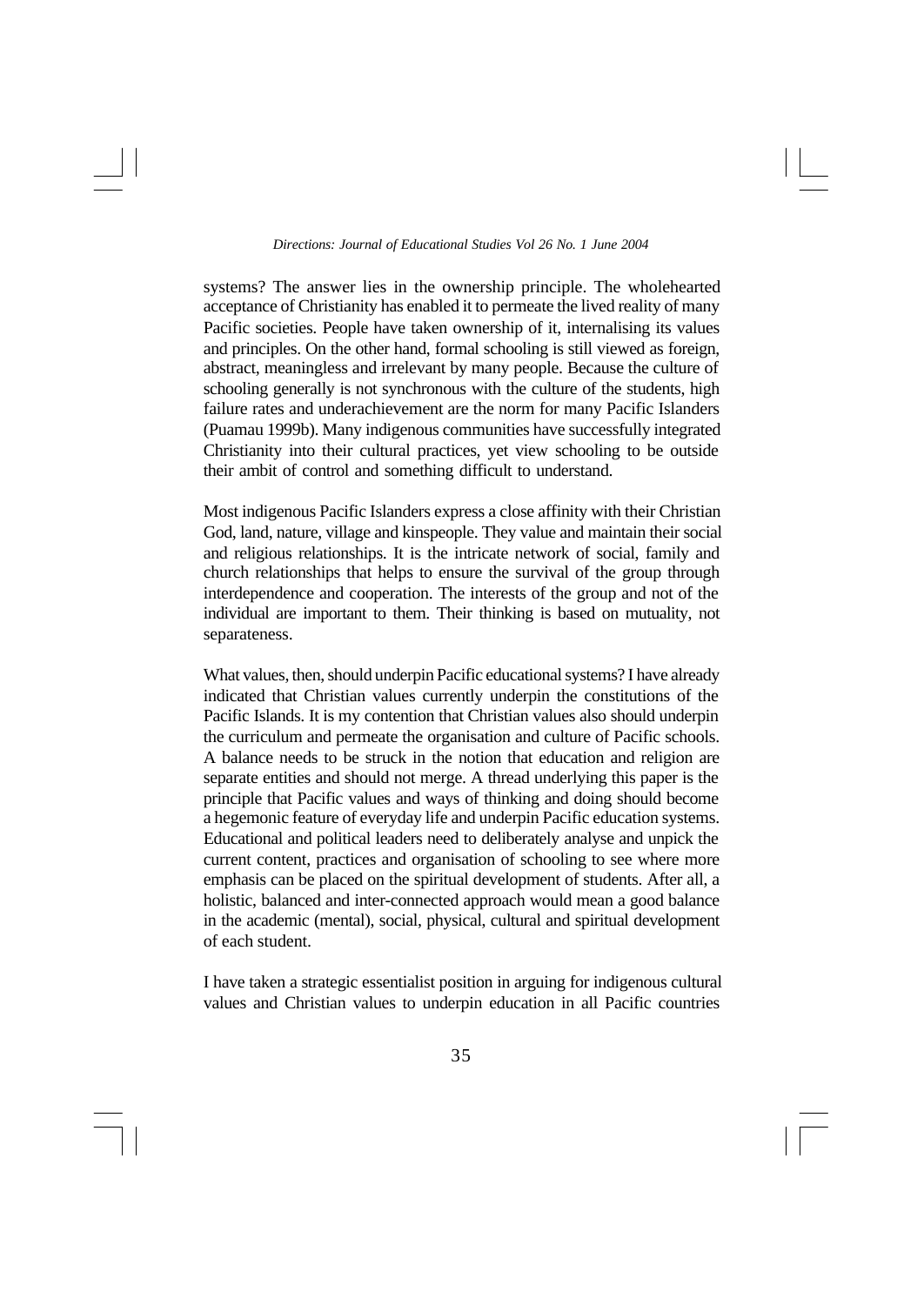systems? The answer lies in the ownership principle. The wholehearted acceptance of Christianity has enabled it to permeate the lived reality of many Pacific societies. People have taken ownership of it, internalising its values and principles. On the other hand, formal schooling is still viewed as foreign, abstract, meaningless and irrelevant by many people. Because the culture of schooling generally is not synchronous with the culture of the students, high failure rates and underachievement are the norm for many Pacific Islanders (Puamau 1999b). Many indigenous communities have successfully integrated Christianity into their cultural practices, yet view schooling to be outside their ambit of control and something difficult to understand.

Most indigenous Pacific Islanders express a close affinity with their Christian God, land, nature, village and kinspeople. They value and maintain their social and religious relationships. It is the intricate network of social, family and church relationships that helps to ensure the survival of the group through interdependence and cooperation. The interests of the group and not of the individual are important to them. Their thinking is based on mutuality, not separateness.

What values, then, should underpin Pacific educational systems? I have already indicated that Christian values currently underpin the constitutions of the Pacific Islands. It is my contention that Christian values also should underpin the curriculum and permeate the organisation and culture of Pacific schools. A balance needs to be struck in the notion that education and religion are separate entities and should not merge. A thread underlying this paper is the principle that Pacific values and ways of thinking and doing should become a hegemonic feature of everyday life and underpin Pacific education systems. Educational and political leaders need to deliberately analyse and unpick the current content, practices and organisation of schooling to see where more emphasis can be placed on the spiritual development of students. After all, a holistic, balanced and inter-connected approach would mean a good balance in the academic (mental), social, physical, cultural and spiritual development of each student.

I have taken a strategic essentialist position in arguing for indigenous cultural values and Christian values to underpin education in all Pacific countries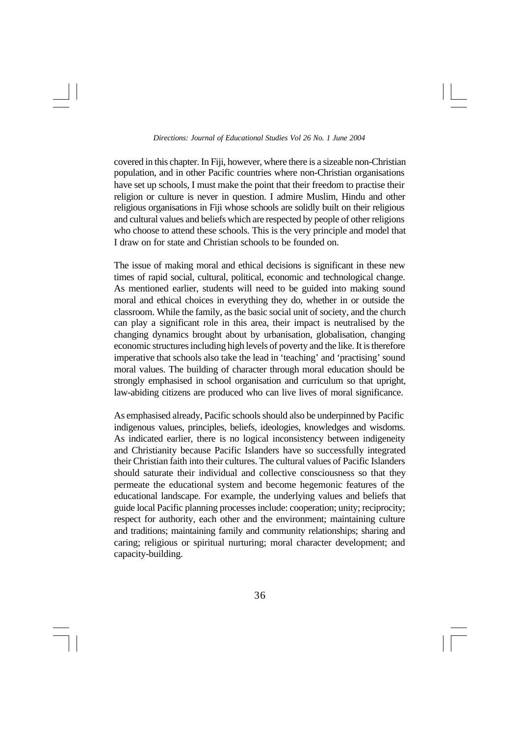covered in this chapter. In Fiji, however, where there is a sizeable non-Christian population, and in other Pacific countries where non-Christian organisations have set up schools, I must make the point that their freedom to practise their religion or culture is never in question. I admire Muslim, Hindu and other religious organisations in Fiji whose schools are solidly built on their religious and cultural values and beliefs which are respected by people of other religions who choose to attend these schools. This is the very principle and model that I draw on for state and Christian schools to be founded on.

The issue of making moral and ethical decisions is significant in these new times of rapid social, cultural, political, economic and technological change. As mentioned earlier, students will need to be guided into making sound moral and ethical choices in everything they do, whether in or outside the classroom. While the family, as the basic social unit of society, and the church can play a significant role in this area, their impact is neutralised by the changing dynamics brought about by urbanisation, globalisation, changing economic structures including high levels of poverty and the like. It is therefore imperative that schools also take the lead in 'teaching' and 'practising' sound moral values. The building of character through moral education should be strongly emphasised in school organisation and curriculum so that upright, law-abiding citizens are produced who can live lives of moral significance.

As emphasised already, Pacific schools should also be underpinned by Pacific indigenous values, principles, beliefs, ideologies, knowledges and wisdoms. As indicated earlier, there is no logical inconsistency between indigeneity and Christianity because Pacific Islanders have so successfully integrated their Christian faith into their cultures. The cultural values of Pacific Islanders should saturate their individual and collective consciousness so that they permeate the educational system and become hegemonic features of the educational landscape. For example, the underlying values and beliefs that guide local Pacific planning processes include: cooperation; unity; reciprocity; respect for authority, each other and the environment; maintaining culture and traditions; maintaining family and community relationships; sharing and caring; religious or spiritual nurturing; moral character development; and capacity-building.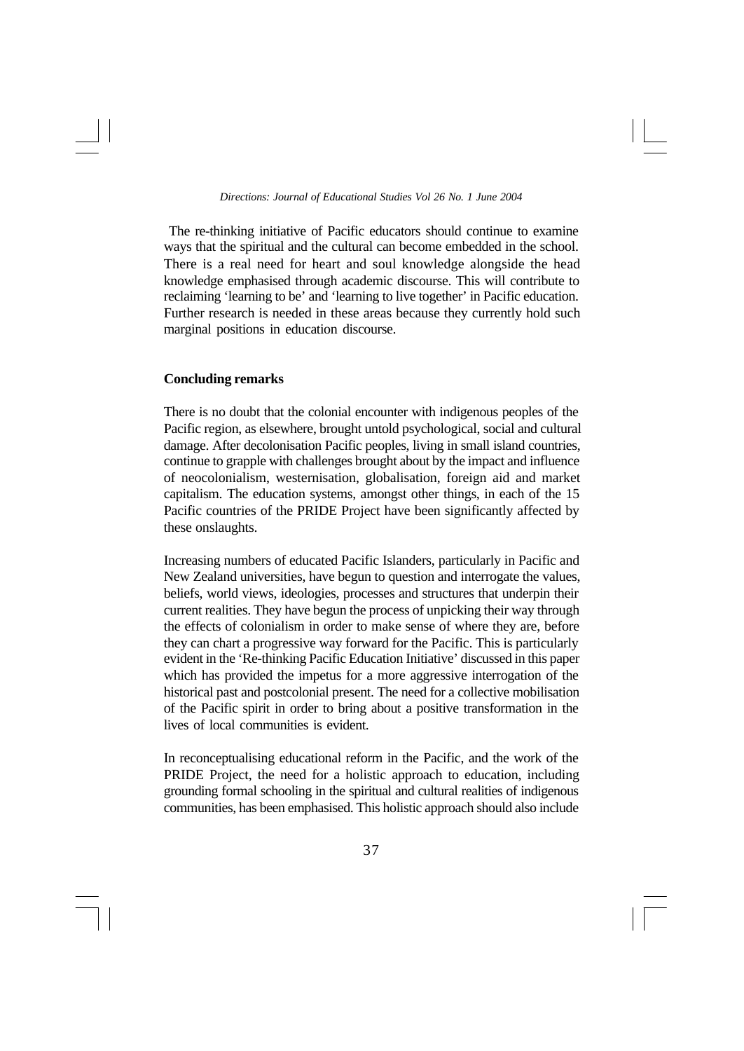The re-thinking initiative of Pacific educators should continue to examine ways that the spiritual and the cultural can become embedded in the school. There is a real need for heart and soul knowledge alongside the head knowledge emphasised through academic discourse. This will contribute to reclaiming 'learning to be' and 'learning to live together' in Pacific education. Further research is needed in these areas because they currently hold such marginal positions in education discourse.

**Concluding remarks**

There is no doubt that the colonial encounter with indigenous peoples of the Pacific region, as elsewhere, brought untold psychological, social and cultural damage. After decolonisation Pacific peoples, living in small island countries, continue to grapple with challenges brought about by the impact and influence of neocolonialism, westernisation, globalisation, foreign aid and market capitalism. The education systems, amongst other things, in each of the 15 Pacific countries of the PRIDE Project have been significantly affected by these onslaughts.

Increasing numbers of educated Pacific Islanders, particularly in Pacific and New Zealand universities, have begun to question and interrogate the values, beliefs, world views, ideologies, processes and structures that underpin their current realities. They have begun the process of unpicking their way through the effects of colonialism in order to make sense of where they are, before they can chart a progressive way forward for the Pacific. This is particularly evident in the 'Re-thinking Pacific Education Initiative' discussed in this paper which has provided the impetus for a more aggressive interrogation of the historical past and postcolonial present. The need for a collective mobilisation of the Pacific spirit in order to bring about a positive transformation in the lives of local communities is evident.

In reconceptualising educational reform in the Pacific, and the work of the PRIDE Project, the need for a holistic approach to education, including grounding formal schooling in the spiritual and cultural realities of indigenous communities, has been emphasised. This holistic approach should also include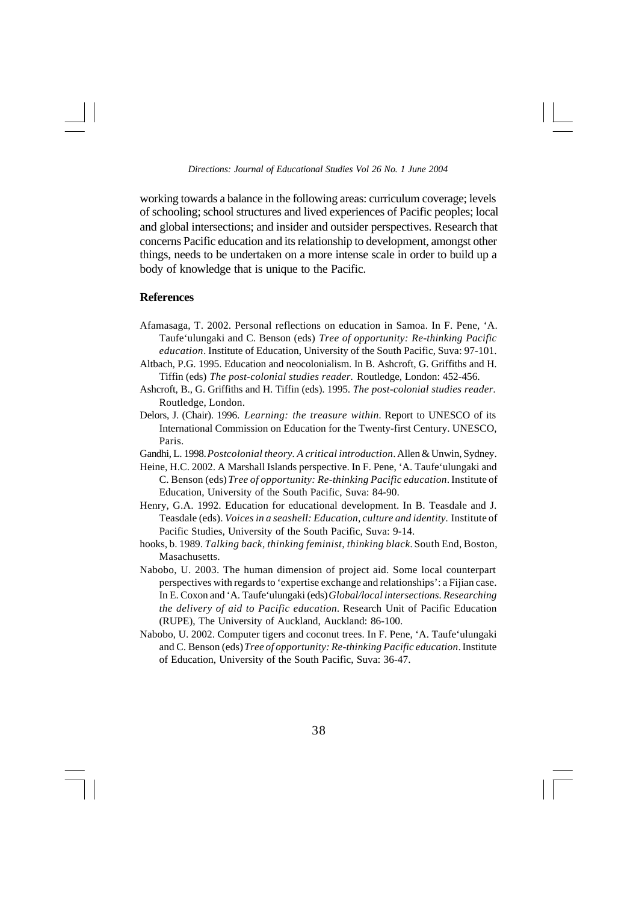working towards a balance in the following areas: curriculum coverage; levels of schooling; school structures and lived experiences of Pacific peoples; local and global intersections; and insider and outsider perspectives. Research that concerns Pacific education and its relationship to development, amongst other things, needs to be undertaken on a more intense scale in order to build up a body of knowledge that is unique to the Pacific.

## References

Afamasaga, T. 2002. Personal reflections on education in Samoa. In F. Pene, 'A. Taufe'ulungaki and C. Benson (eds) *Tree of opportunity: Re-thinking Pacific education*. Institute of Education, University of the South Pacific, Suva: 97-101.

Altbach, P.G. 1995. Education and neocolonialism. In B. Ashcroft, G. Griffiths and H. Tiffin (eds) *The post-colonial studies reader*. Routledge, London: 452-456.

Ashcroft, B., G. Griffiths and H. Tiffin (eds). 1995. *The post-colonial studies reader*. Routledge, London.

Delors, J. (Chair). 1996. *Learning: the treasure within*. Report to UNESCO of its International Commission on Education for the Twenty-first Century. UNESCO, Paris.

Gandhi, L. 1998. *Postcolonial theory. A critical introduction*. Allen & Unwin, Sydney.

Heine, H.C. 2002. A Marshall Islands perspective. In F. Pene, 'A. Taufe'ulungaki and C. Benson (eds) *Tree of opportunity: Re-thinking Pacific education*. Institute of Education, University of the South Pacific, Suva: 84-90.

Henry, G.A. 1992. Education for educational development. In B. Teasdale and J. Teasdale (eds). *Voices in a seashell: Education, culture and identity*. Institute of Pacific Studies, University of the South Pacific, Suva: 9-14.

hooks, b. 1989. *Talking back, thinking feminist, thinking black*. South End, Boston, Masachusetts.

Nabobo, U. 2003. The human dimension of project aid. Some local counterpart perspectives with regards to 'expertise exchange and relationships': a Fijian case. In E. Coxon and 'A. Taufe'ulungaki (eds) *Global/local intersections. Researching the delivery of aid to Pacific education*. Research Unit of Pacific Education (RUPE), The University of Auckland, Auckland: 86-100.

Nabobo, U. 2002. Computer tigers and coconut trees. In F. Pene, 'A. Taufe'ulungaki and C. Benson (eds) *Tree of opportunity: Re-thinking Pacific education*. Institute of Education, University of the South Pacific, Suva: 36-47.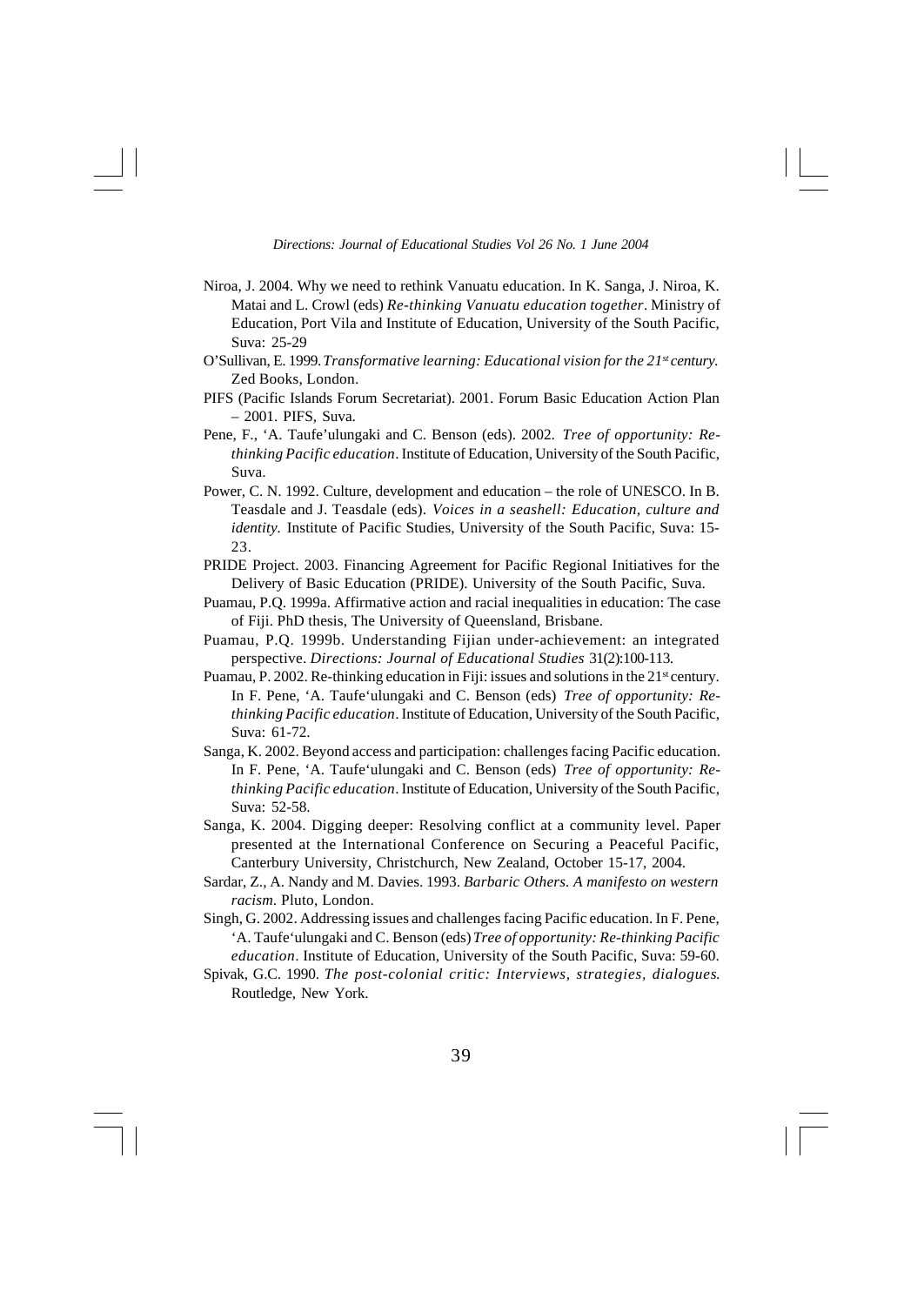Niroa, J. 2004. Why we need to rethink Vanuatu education. In K. Sanga, J. Niroa, K. Matai and L. Crowl (eds) *Re-thinking Vanuatu education together*. Ministry of Education, Port Vila and Institute of Education, University of the South Pacific, Suva: 25-29

O'Sullivan, E. 1999. *Transformative learning: Educational vision for the 21st century.* Zed Books, London.

PIFS (Pacific Islands Forum Secretariat). 2001. Forum Basic Education Action Plan – 2001. PIFS, Suva.

Pene, F., 'A. Taufe'ulungaki and C. Benson (eds). 2002. *Tree of opportunity: Re-thinking Pacific education*. Institute of Education, University of the South Pacific, Suva.

Power, C. N. 1992. Culture, development and education – the role of UNESCO. In B. Teasdale and J. Teasdale (eds). *Voices in a seashell: Education, culture and identity.* Institute of Pacific Studies, University of the South Pacific, Suva: 15-23.

PRIDE Project. 2003. Financing Agreement for Pacific Regional Initiatives for the Delivery of Basic Education (PRIDE). University of the South Pacific, Suva.

Puamau, P.Q. 1999a. Affirmative action and racial inequalities in education: The case of Fiji. PhD thesis, The University of Queensland, Brisbane.

Puamau, P.Q. 1999b. Understanding Fijian under-achievement: an integrated perspective. *Directions: Journal of Educational Studies* 31(2):100-113.

Puamau, P. 2002. Re-thinking education in Fiji: issues and solutions in the 21st century. In F. Pene, 'A. Taufe'ulungaki and C. Benson (eds) *Tree of opportunity: Re-thinking Pacific education*. Institute of Education, University of the South Pacific, Suva: 61-72.

Sanga, K. 2002. Beyond access and participation: challenges facing Pacific education. In F. Pene, 'A. Taufe'ulungaki and C. Benson (eds) *Tree of opportunity: Re-thinking Pacific education*. Institute of Education, University of the South Pacific, Suva: 52-58.

Sanga, K. 2004. Digging deeper: Resolving conflict at a community level. Paper presented at the International Conference on Securing a Peaceful Pacific, Canterbury University, Christchurch, New Zealand, October 15-17, 2004.

Sardar, Z., A. Nandy and M. Davies. 1993. *Barbaric Others. A manifesto on western racism.* Pluto, London.

Singh, G. 2002. Addressing issues and challenges facing Pacific education. In F. Pene, 'A. Taufe'ulungaki and C. Benson (eds) *Tree of opportunity: Re-thinking Pacific education*. Institute of Education, University of the South Pacific, Suva: 59-60.

Spivak, G.C. 1990. *The post-colonial critic: Interviews, strategies, dialogues.* Routledge, New York.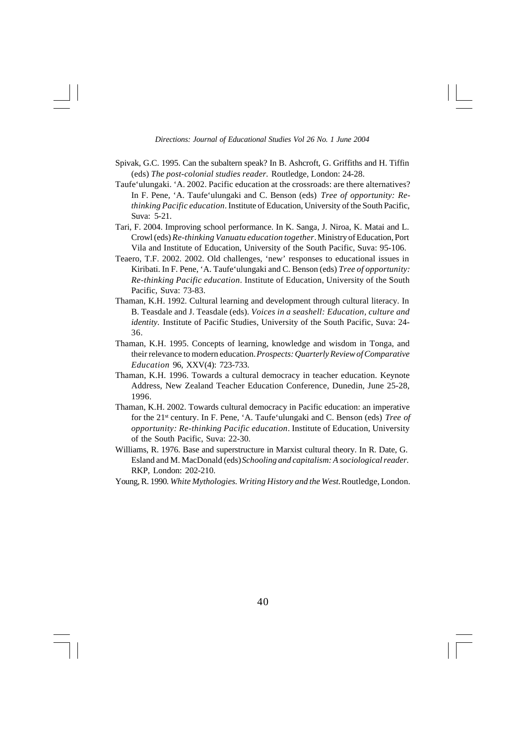Spivak, G.C. 1995. Can the subaltern speak? In B. Ashcroft, G. Griffiths and H. Tiffin (eds) *The post-colonial studies reader.* Routledge, London: 24-28.

Taufe'ulungaki. 'A. 2002. Pacific education at the crossroads: are there alternatives? In F. Pene, 'A. Taufe'ulungaki and C. Benson (eds) *Tree of opportunity: Re-thinking Pacific education*. Institute of Education, University of the South Pacific, Suva: 5-21.

Tari, F. 2004. Improving school performance. In K. Sanga, J. Niroa, K. Matai and L. Crowl (eds) *Re-thinking Vanuatu education together*. Ministry of Education, Port Vila and Institute of Education, University of the South Pacific, Suva: 95-106.

Teaero, T.F. 2002. 2002. Old challenges, 'new' responses to educational issues in Kiribati. In F. Pene, 'A. Taufe'ulungaki and C. Benson (eds) *Tree of opportunity: Re-thinking Pacific education*. Institute of Education, University of the South Pacific, Suva: 73-83.

Thaman, K.H. 1992. Cultural learning and development through cultural literacy. In B. Teasdale and J. Teasdale (eds). *Voices in a seashell: Education, culture and identity.* Institute of Pacific Studies, University of the South Pacific, Suva: 24-36.

Thaman, K.H. 1995. Concepts of learning, knowledge and wisdom in Tonga, and their relevance to modern education. *Prospects: Quarterly Review of Comparative Education* 96, XXV(4): 723-733.

Thaman, K.H. 1996. Towards a cultural democracy in teacher education. Keynote Address, New Zealand Teacher Education Conference, Dunedin, June 25-28, 1996.

Thaman, K.H. 2002. Towards cultural democracy in Pacific education: an imperative for the 21st century. In F. Pene, 'A. Taufe'ulungaki and C. Benson (eds) *Tree of opportunity: Re-thinking Pacific education*. Institute of Education, University of the South Pacific, Suva: 22-30.

Williams, R. 1976. Base and superstructure in Marxist cultural theory. In R. Date, G. Esland and M. MacDonald (eds) *Schooling and capitalism: A sociological reader.* RKP, London: 202-210.

Young, R. 1990. *White Mythologies. Writing History and the West.* Routledge, London.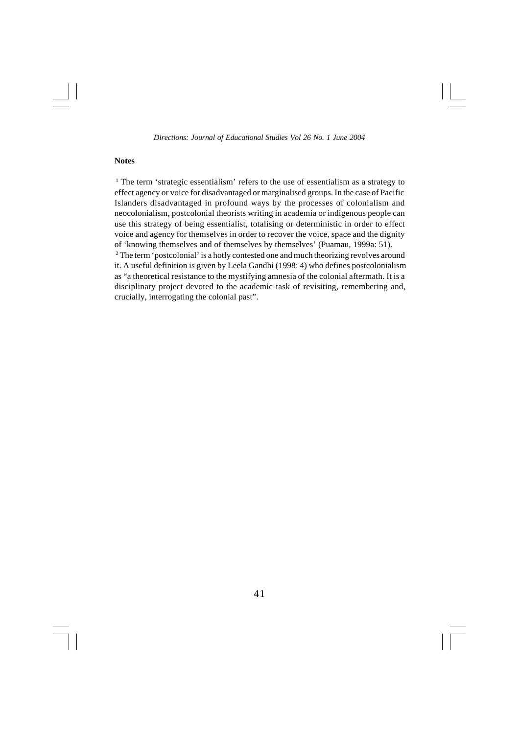**Notes**

[1] The term 'strategic essentialism' refers to the use of essentialism as a strategy to effect agency or voice for disadvantaged or marginalised groups. In the case of Pacific Islanders disadvantaged in profound ways by the processes of colonialism and neocolonialism, postcolonial theorists writing in academia or indigenous people can use this strategy of being essentialist, totalising or deterministic in order to effect voice and agency for themselves in order to recover the voice, space and the dignity of 'knowing themselves and of themselves by themselves' (Puamau, 1999a: 51).

[2] The term 'postcolonial' is a hotly contested one and much theorizing revolves around it. A useful definition is given by Leela Gandhi (1998: 4) who defines postcolonialism as "a theoretical resistance to the mystifying amnesia of the colonial aftermath. It is a disciplinary project devoted to the academic task of revisiting, remembering and, crucially, interrogating the colonial past".